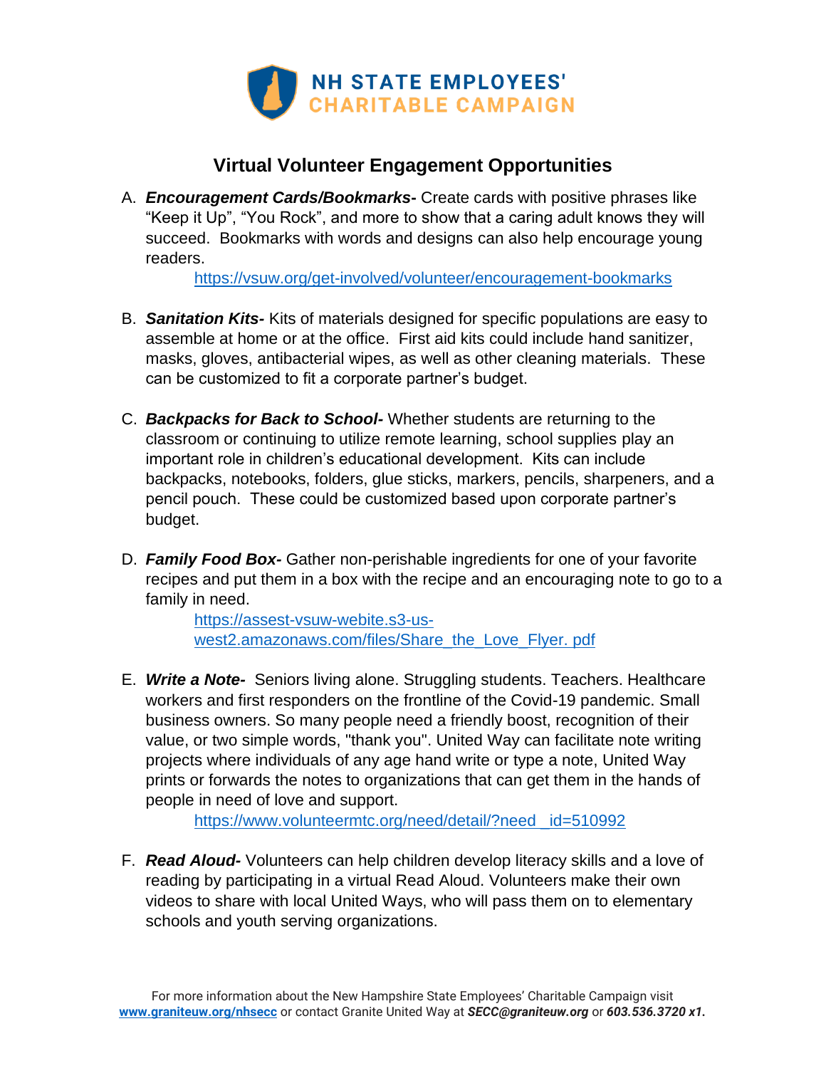NH STATE EMPLOYEES' CHARITABLE CAMPAIGN

## Virtual Volunteer Engagement Opportunities

A. ***Encouragement Cards/Bookmarks-*** Create cards with positive phrases like "Keep it Up", "You Rock", and more to show that a caring adult knows they will succeed. Bookmarks with words and designs can also help encourage young readers.
   https://vsuw.org/get-involved/volunteer/encouragement-bookmarks

B. ***Sanitation Kits-*** Kits of materials designed for specific populations are easy to assemble at home or at the office. First aid kits could include hand sanitizer, masks, gloves, antibacterial wipes, as well as other cleaning materials. These can be customized to fit a corporate partner's budget.

C. ***Backpacks for Back to School-*** Whether students are returning to the classroom or continuing to utilize remote learning, school supplies play an important role in children's educational development. Kits can include backpacks, notebooks, folders, glue sticks, markers, pencils, sharpeners, and a pencil pouch. These could be customized based upon corporate partner's budget.

D. ***Family Food Box-*** Gather non-perishable ingredients for one of your favorite recipes and put them in a box with the recipe and an encouraging note to go to a family in need.
   https://assest-vsuw-webite.s3-us-west2.amazonaws.com/files/Share_the_Love_Flyer. pdf

E. ***Write a Note-*** Seniors living alone. Struggling students. Teachers. Healthcare workers and first responders on the frontline of the Covid-19 pandemic. Small business owners. So many people need a friendly boost, recognition of their value, or two simple words, "thank you". United Way can facilitate note writing projects where individuals of any age hand write or type a note, United Way prints or forwards the notes to organizations that can get them in the hands of people in need of love and support.
   https://www.volunteermtc.org/need/detail/?need _id=510992

F. ***Read Aloud-*** Volunteers can help children develop literacy skills and a love of reading by participating in a virtual Read Aloud. Volunteers make their own videos to share with local United Ways, who will pass them on to elementary schools and youth serving organizations.

For more information about the New Hampshire State Employees' Charitable Campaign visit **www.graniteuw.org/nhsecc** or contact Granite United Way at ***SECC@graniteuw.org*** or ***603.536.3720 x1.***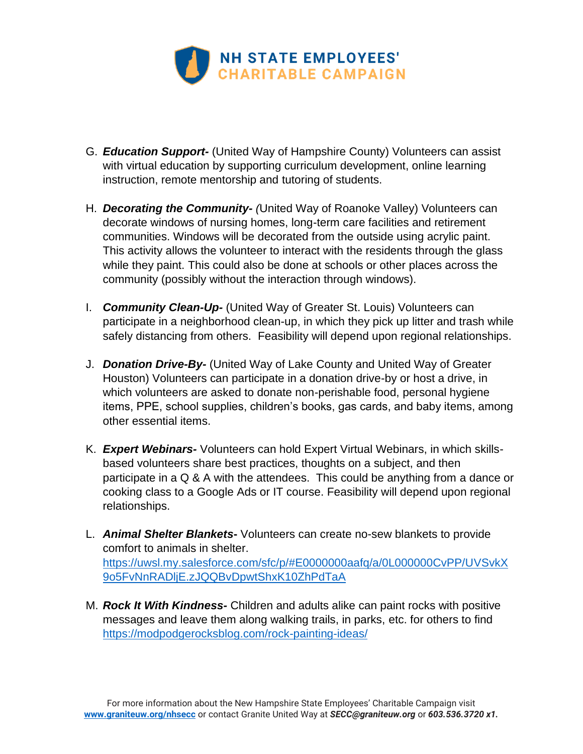G. ***Education Support-*** (United Way of Hampshire County) Volunteers can assist with virtual education by supporting curriculum development, online learning instruction, remote mentorship and tutoring of students.

H. ***Decorating the Community-*** *(*United Way of Roanoke Valley) Volunteers can decorate windows of nursing homes, long-term care facilities and retirement communities. Windows will be decorated from the outside using acrylic paint. This activity allows the volunteer to interact with the residents through the glass while they paint. This could also be done at schools or other places across the community (possibly without the interaction through windows).

I. ***Community Clean-Up-*** (United Way of Greater St. Louis) Volunteers can participate in a neighborhood clean-up, in which they pick up litter and trash while safely distancing from others. Feasibility will depend upon regional relationships.

J. ***Donation Drive-By-*** (United Way of Lake County and United Way of Greater Houston) Volunteers can participate in a donation drive-by or host a drive, in which volunteers are asked to donate non-perishable food, personal hygiene items, PPE, school supplies, children's books, gas cards, and baby items, among other essential items.

K. ***Expert Webinars-*** Volunteers can hold Expert Virtual Webinars, in which skills-based volunteers share best practices, thoughts on a subject, and then participate in a Q & A with the attendees. This could be anything from a dance or cooking class to a Google Ads or IT course. Feasibility will depend upon regional relationships.

L. ***Animal Shelter Blankets*-** Volunteers can create no-sew blankets to provide comfort to animals in shelter. [https://uwsl.my.salesforce.com/sfc/p/#E0000000aafq/a/0L000000CvPP/UVSvkX9o5FvNnRADljE.zJQQBvDpwtShxK10ZhPdTaA](https://uwsl.my.salesforce.com/sfc/p/#E0000000aafq/a/0L000000CvPP/UVSvkX9o5FvNnRADljE.zJQQBvDpwtShxK10ZhPdTaA)

M. ***Rock It With Kindness-*** Children and adults alike can paint rocks with positive messages and leave them along walking trails, in parks, etc. for others to find [https://modpodgerocksblog.com/rock-painting-ideas/](https://modpodgerocksblog.com/rock-painting-ideas/)

For more information about the New Hampshire State Employees' Charitable Campaign visit **[www.graniteuw.org/nhsecc](www.graniteuw.org/nhsecc)** or contact Granite United Way at ***SECC@graniteuw.org*** or ***603.536.3720 x1.***